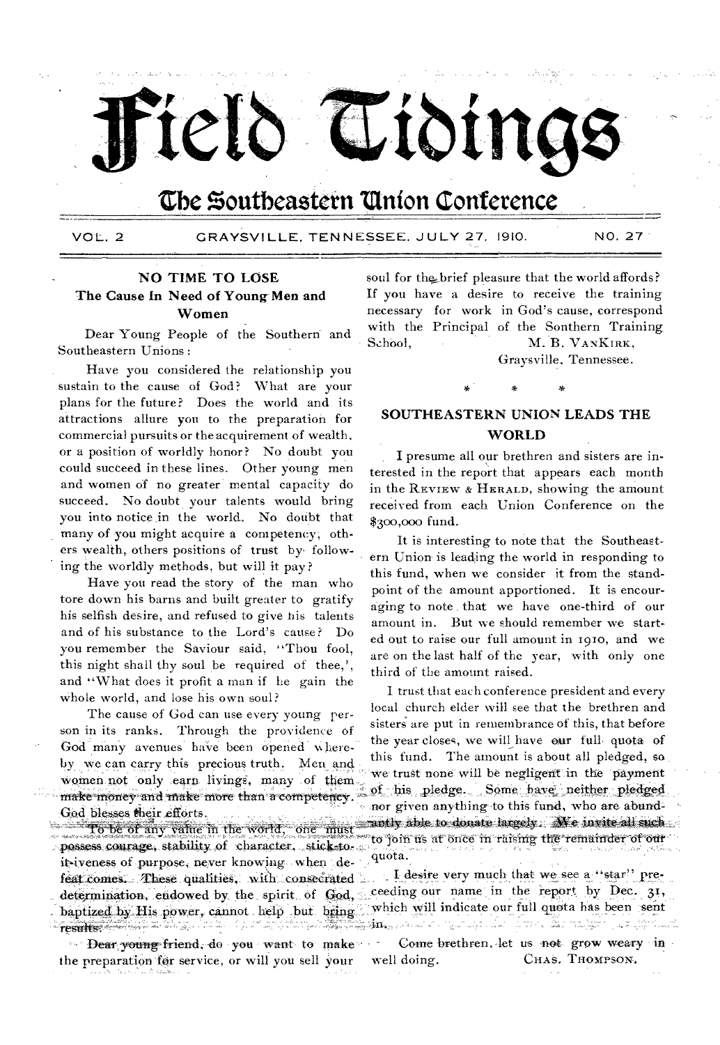# Field Tidings

## The Southeastern Union Conference

VOL. 2 GRAYSVILLE, TENNESSEE, JULY 27, 1910. NO. 27

### NO TIME TO LOSE

#### The Cause In Need of Young Men and Women

Dear Young People of the Southern and Southeastern Unions:

Have you considered the relationship you sustain to the cause of God? What are your plans for the future? Does the world and its attractions allure you to the preparation for commercial pursuits or the acquirement of wealth, or a position of worldly honor? No doubt you could succeed in these lines. Other young men and women of no greater mental capacity do succeed. No doubt your talents would bring you into notice in the world. No doubt that many of you might acquire a competency, others wealth, others positions of trust by following the worldly methods, but will it pay?

Have you read the story of the man who tore down his barns and built greater to gratify his selfish desire, and refused to give his talents and of his substance to the Lord's cause? Do you remember the Saviour said, "Thou fool, this night shall thy soul be required of thee,', and "What does it profit a man if he gain the whole world, and lose his own soul?

The cause of God can use every young person in its ranks. Through the providence of God many avenues have been opened whereby we can carry this precious truth. Men and women not only earn livings, many of them make money and make more than a competency. God blesses their efforts.

To be of any value in the world, one must possess courage, stability of character, stick-to-it-iveness of purpose, never knowing when defeat comes. These qualities, with consecrated determination, endowed by the spirit of God, baptized by His power, cannot help but bring results.

Dear young friend, do you want to make the preparation for service, or will you sell your soul for the brief pleasure that the world affords? If you have a desire to receive the training necessary for work in God's cause, correspond with the Principal of the Southern Training School,

M. B. VanKirk,
Graysville, Tennessee.

\* \* \*

### SOUTHEASTERN UNION LEADS THE WORLD

I presume all our brethren and sisters are interested in the report that appears each month in the Review & Herald, showing the amount received from each Union Conference on the $300,000 fund.

It is interesting to note that the Southeastern Union is leading the world in responding to this fund, when we consider it from the standpoint of the amount apportioned. It is encouraging to note that we have one-third of our amount in. But we should remember we started out to raise our full amount in 1910, and we are on the last half of the year, with only one third of the amount raised.

I trust that each conference president and every local church elder will see that the brethren and sisters are put in remembrance of this, that before the year closes, we will have our full quota of this fund. The amount is about all pledged, so we trust none will be negligent in the payment of his pledge. Some have neither pledged nor given anything to this fund, who are abundantly able to donate largely. We invite all such to join us at once in raising the remainder of our quota.

I desire very much that we see a "star" preceding our name in the report by Dec. 31, which will indicate our full quota has been sent in.

Come brethren, let us not grow weary in well doing.

Chas. Thompson.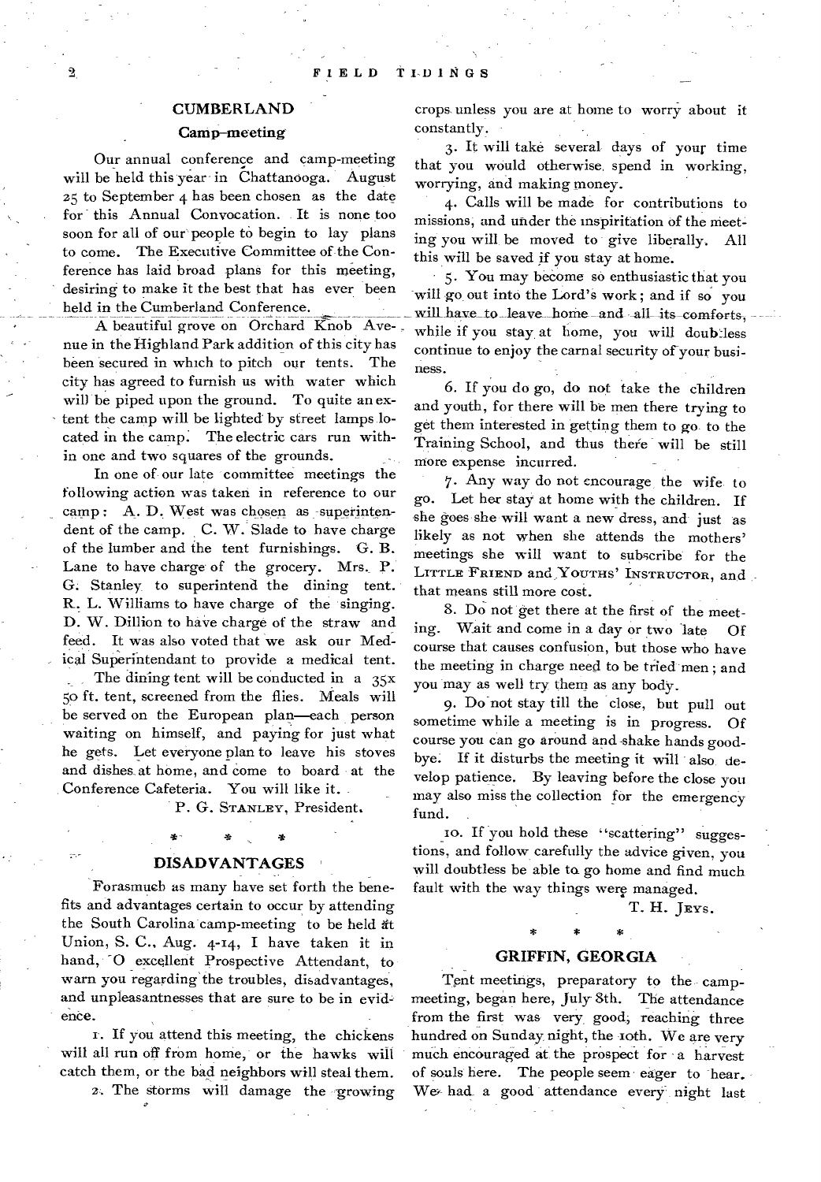## CUMBERLAND

### Camp-meeting

Our annual conference and camp-meeting will be held this year in Chattanooga. August 25 to September 4 has been chosen as the date for this Annual Convocation. It is none too soon for all of our people to begin to lay plans to come. The Executive Committee of the Conference has laid broad plans for this meeting, desiring to make it the best that has ever been held in the Cumberland Conference.

A beautiful grove on Orchard Knob Avenue in the Highland Park addition of this city has been secured in which to pitch our tents. The city has agreed to furnish us with water which will be piped upon the ground. To quite an extent the camp will be lighted by street lamps located in the camp. The electric cars run within one and two squares of the grounds.

In one of our late committee meetings the following action was taken in reference to our camp: A. D. West was chosen as superintendent of the camp. C. W. Slade to have charge of the lumber and the tent furnishings. G. B. Lane to have charge of the grocery. Mrs. P. G. Stanley to superintend the dining tent. R. L. Williams to have charge of the singing. D. W. Dillion to have charge of the straw and feed. It was also voted that we ask our Medical Superintendant to provide a medical tent.

The dining tent will be conducted in a 35x50 ft. tent, screened from the flies. Meals will be served on the European plan—each person waiting on himself, and paying for just what he gets. Let everyone plan to leave his stoves and dishes at home, and come to board at the Conference Cafeteria. You will like it.

P. G. STANLEY, President.

\* \* \*

## DISADVANTAGES

Forasmuch as many have set forth the benefits and advantages certain to occur by attending the South Carolina camp-meeting to be held at Union, S. C., Aug. 4-14, I have taken it in hand, O excellent Prospective Attendant, to warn you regarding the troubles, disadvantages, and unpleasantnesses that are sure to be in evidence.

1. If you attend this meeting, the chickens will all run off from home, or the hawks will catch them, or the bad neighbors will steal them.

2. The storms will damage the growing crops unless you are at home to worry about it constantly.

3. It will take several days of your time that you would otherwise spend in working, worrying, and making money.

4. Calls will be made for contributions to missions, and under the inspiritation of the meeting you will be moved to give liberally. All this will be saved if you stay at home.

5. You may become so enthusiastic that you will go out into the Lord's work; and if so you will have to leave home and all its comforts, while if you stay at home, you will doubtless continue to enjoy the carnal security of your business.

6. If you do go, do not take the children and youth, for there will be men there trying to get them interested in getting them to go to the Training School, and thus there will be still more expense incurred.

7. Any way do not encourage the wife to go. Let her stay at home with the children. If she goes she will want a new dress, and just as likely as not when she attends the mothers' meetings she will want to subscribe for the LITTLE FRIEND and YOUTHS' INSTRUCTOR, and that means still more cost.

8. Do not get there at the first of the meeting. Wait and come in a day or two late Of course that causes confusion, but those who have the meeting in charge need to be tried men; and you may as well try them as any body.

9. Do not stay till the close, but pull out sometime while a meeting is in progress. Of course you can go around and shake hands goodbye. If it disturbs the meeting it will also develop patience. By leaving before the close you may also miss the collection for the emergency fund.

10. If you hold these "scattering" suggestions, and follow carefully the advice given, you will doubtless be able to go home and find much fault with the way things were managed.

T. H. JEYS.

\* \* \*

## GRIFFIN, GEORGIA

Tent meetings, preparatory to the camp-meeting, began here, July 8th. The attendance from the first was very good, reaching three hundred on Sunday night, the 10th. We are very much encouraged at the prospect for a harvest of souls here. The people seem eager to hear. We had a good attendance every night last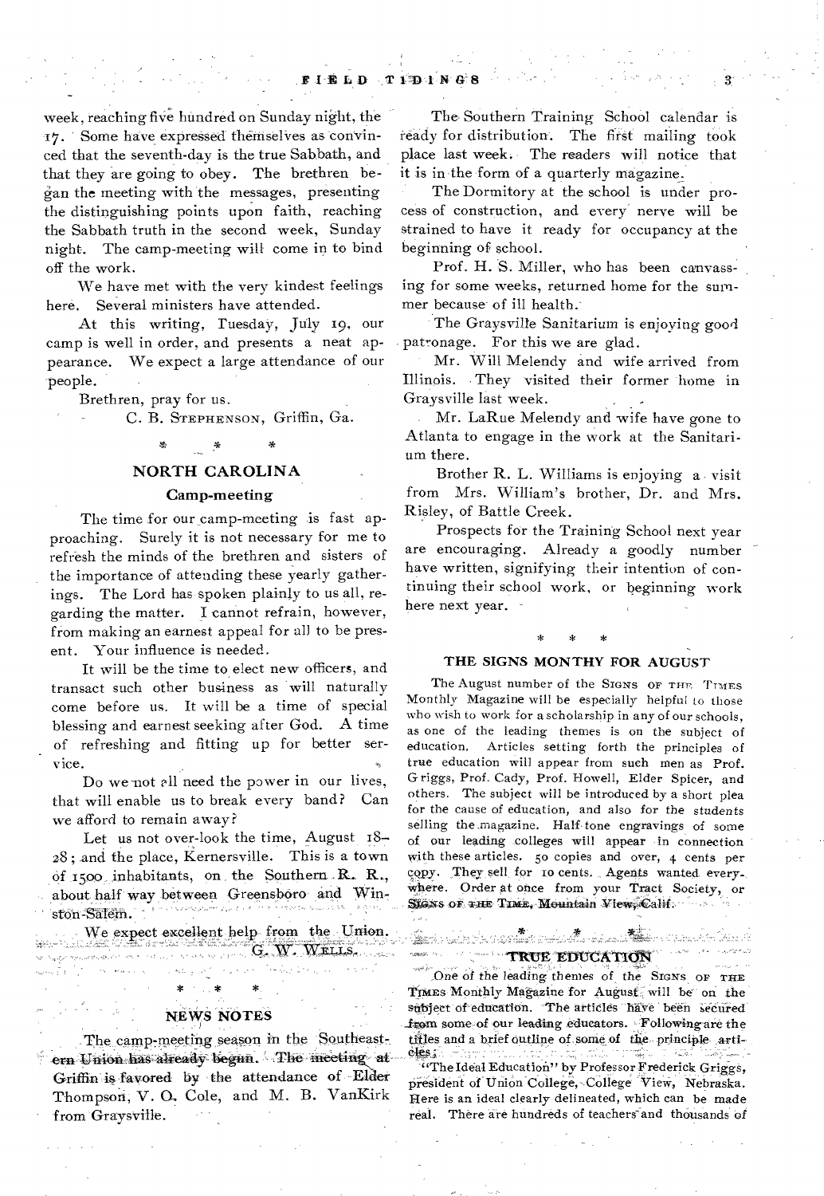week, reaching five hundred on Sunday night, the 17. Some have expressed themselves as convinced that the seventh-day is the true Sabbath, and that they are going to obey. The brethren began the meeting with the messages, presenting the distinguishing points upon faith, reaching the Sabbath truth in the second week, Sunday night. The camp-meeting will come in to bind off the work.

We have met with the very kindest feelings here. Several ministers have attended.

At this writing, Tuesday, July 19, our camp is well in order, and presents a neat appearance. We expect a large attendance of our people.

Brethren, pray for us.

C. B. STEPHENSON, Griffin, Ga.

\* \* \*

## NORTH CAROLINA

### Camp-meeting

The time for our camp-meeting is fast approaching. Surely it is not necessary for me to refresh the minds of the brethren and sisters of the importance of attending these yearly gatherings. The Lord has spoken plainly to us all, regarding the matter. I cannot refrain, however, from making an earnest appeal for all to be present. Your influence is needed.

It will be the time to elect new officers, and transact such other business as will naturally come before us. It will be a time of special blessing and earnest seeking after God. A time of refreshing and fitting up for better service.

Do we not all need the power in our lives, that will enable us to break every band? Can we afford to remain away?

Let us not over-look the time, August 18–28; and the place, Kernersville. This is a town of 1500 inhabitants, on the Southern R. R., about half way between Greensboro and Winston-Salem.

We expect excellent help from the Union.

G. W. WELLS.

\* \* \*

## NEWS NOTES

The camp-meeting season in the Southeastern Union has already begun. The meeting at Griffin is favored by the attendance of Elder Thompson, V. O. Cole, and M. B. VanKirk from Graysville.

The Southern Training School calendar is ready for distribution. The first mailing took place last week. The readers will notice that it is in the form of a quarterly magazine.

The Dormitory at the school is under process of construction, and every nerve will be strained to have it ready for occupancy at the beginning of school.

Prof. H. S. Miller, who has been canvassing for some weeks, returned home for the summer because of ill health.

The Graysville Sanitarium is enjoying good patronage. For this we are glad.

Mr. Will Melendy and wife arrived from Illinois. They visited their former home in Graysville last week.

Mr. LaRue Melendy and wife have gone to Atlanta to engage in the work at the Sanitarium there.

Brother R. L. Williams is enjoying a visit from Mrs. William's brother, Dr. and Mrs. Risley, of Battle Creek.

Prospects for the Training School next year are encouraging. Already a goodly number have written, signifying their intention of continuing their school work, or beginning work here next year.

\* \* \*

## THE SIGNS MONTHY FOR AUGUST

The August number of the SIGNS OF THE TIMES Monthly Magazine will be especially helpful to those who wish to work for a scholarship in any of our schools, as one of the leading themes is on the subject of education. Articles setting forth the principles of true education will appear from such men as Prof. Griggs, Prof. Cady, Prof. Howell, Elder Spicer, and others. The subject will be introduced by a short plea for the cause of education, and also for the students selling the magazine. Half-tone engravings of some of our leading colleges will appear in connection with these articles. 50 copies and over, 4 cents per copy. They sell for 10 cents. Agents wanted everywhere. Order at once from your Tract Society, or SIGNS OF THE TIMES, Mountain View, Calif.

\* \* \*

## TRUE EDUCATION

One of the leading themes of the SIGNS OF THE TIMES Monthly Magazine for August will be on the subject of education. The articles have been secured from some of our leading educators. Following are the titles and a brief outline of some of the principle articles:

"The Ideal Education" by Professor Frederick Griggs, president of Union College, College View, Nebraska. Here is an ideal clearly delineated, which can be made real. There are hundreds of teachers and thousands of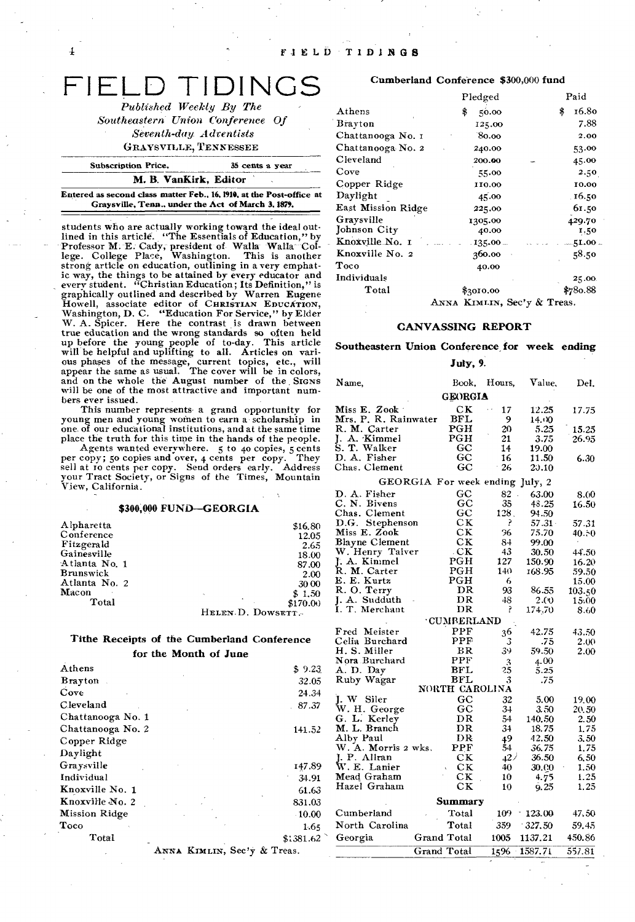# FIELD TIDINGS

*Published Weekly By The Southeastern Union Conference Of Seventh-day Adventists*

GRAYSVILLE, TENNESSEE

Subscription Price, 35 cents a year

**M. B. VanKirk, Editor**

Entered as second class matter Feb., 16, 1910, at the Post-office at Graysville, Tenn., under the Act of March 3, 1879.

students who are actually working toward the ideal outlined in this article. "The Essentials of Education," by Professor M. E. Cady, president of Walla Walla College. College Place, Washington. This is another strong article on education, outlining in a very emphatic way, the things to be attained by every educator and every student. "Christian Education; Its Definition," is graphically outlined and described by Warren Eugene Howell, associate editor of CHRISTIAN EDUCATION, Washington, D. C. "Education For Service," by Elder W. A. Spicer. Here the contrast is drawn between true education and the wrong standards so often held up before the young people of to-day. This article will be helpful and uplifting to all. Articles on various phases of the message, current topics, etc., will appear the same as usual. The cover will be in colors, and on the whole the August number of the SIGNS will be one of the most attractive and important numbers ever issued.

This number represents a grand opportunity for young men and young women to earn a scholarship in one of our educational institutions, and at the same time place the truth for this time in the hands of the people.

Agents wanted everywhere. 5 to 40 copies, 5 cents per copy; 50 copies and over, 4 cents per copy. They sell at 10 cents per copy. Send orders early. Address your Tract Society, or Signs of the Times, Mountain View, California.

### $300,000 FUND—GEORGIA

| | |
|---|---|
| Alpharetta | $16.80 |
| Conference | 12.05 |
| Fitzgerald | 2.65 |
| Gainesville | 18.00 |
| Atlanta No. 1 | 87.00 |
| Brunswick | 2.00 |
| Atlanta No. 2 | 30 00 |
| Macon | $ 1.50 |
| Total | $170.00 |

HELEN D. DOWSETT.

### Tithe Receipts of the Cumberland Conference for the Month of June

| | |
|---|---|
| Athens | $ 9.23 |
| Brayton | 32.05 |
| Cove | 24.34 |
| Cleveland | 87.37 |
| Chattanooga No. 1 | |
| Chattanooga No. 2 | 141.52 |
| Copper Ridge | |
| Daylight | |
| Graysville | 147.89 |
| Individual | 34.91 |
| Knoxville No. 1 | 61.63 |
| Knoxville No. 2 | 831.03 |
| Mission Ridge | 10.00 |
| Toco | 1.65 |
| Total | $1381.62 |

ANNA KIMLIN, Sec'y & Treas.

### Cumberland Conference $300,000 fund

| | Pledged | Paid |
|---|---|---|
| Athens | $ 50.00 | $ 16.80 |
| Brayton | 125.00 | 7.88 |
| Chattanooga No. 1 | 80.00 | 2.00 |
| Chattanooga No. 2 | 240.00 | 53.00 |
| Cleveland | 200.00 | 45.00 |
| Cove | 55.00 | 2.50 |
| Copper Ridge | 110.00 | 10.00 |
| Daylight | 45.00 | 16.50 |
| East Mission Ridge | 225.00 | 61.50 |
| Graysville | 1305.00 | 429.70 |
| Johnson City | 40.00 | 1.50 |
| Knoxville No. 1 | 135.00 | 51.00 |
| Knoxville No. 2 | 360.00 | 58.50 |
| Toco | 40.00 | |
| Individuals | | 25.00 |
| Total | $3010.00 | $780.88 |

ANNA KIMLIN, Sec'y & Treas.

### CANVASSING REPORT

**Southeastern Union Conference for week ending July, 9.**

| Name, | Book, | Hours, | Value, | Del. |
|---|---|---|---|---|
| **GEORGIA** | | | | |
| Miss E. Zook | CK | 17 | 12.25 | 17.75 |
| Mrs. P. R. Rainwater | BFL | 9 | 14.00 | |
| R. M. Carter | PGH | 20 | 5.25 | 15.25 |
| J. A. Kimmel | PGH | 21 | 3.75 | 26.95 |
| S. T. Walker | GC | 14 | 19.00 | |
| D. A. Fisher | GC | 16 | 11.50 | 6.30 |
| Chas. Clement | GC | 26 | 20.10 | |
| **GEORGIA For week ending July, 2** | | | | |
| D. A. Fisher | GC | 82 | 63.00 | 8.00 |
| C. N. Bivens | GC | 35 | 48.25 | 16.50 |
| Chas. Clement | GC | 128 | 94.50 | |
| D.G. Stephenson | CK | ? | 57.31 | 57.31 |
| Miss E. Zook | CK | 96 | 75.70 | 40.50 |
| Blayne Clement | CK | 84 | 99.00 | |
| W. Henry Taiver | CK | 43 | 30.50 | 44.50 |
| J. A. Kimmel | PGH | 127 | 150.90 | 16.20 |
| R. M. Carter | PGH | 140 | 168.95 | 59.50 |
| E. E. Kurtz | PGH | 6 | | 15.00 |
| R. O. Terry | DR | 93 | 86.55 | 103.50 |
| J. A. Sudduth | DR | 48 | 2.00 | 15.00 |
| I. T. Merchant | DR | ? | 174.70 | 8.60 |
| **CUMBERLAND** | | | | |
| Fred Meister | PPF | 36 | 42.75 | 43.50 |
| Celia Burchard | PPF | 3 | .75 | 2.00 |
| H. S. Miller | BR | 39 | 59.50 | 2.00 |
| Nora Burchard | PPF | 3 | 4.00 | |
| A. D. Day | BFL | 25 | 5.25 | |
| Ruby Wagar | BFL | 3 | .75 | |
| **NORTH CAROLINA** | | | | |
| J. W. Siler | GC | 32 | 5.00 | 19.00 |
| W. H. George | GC | 34 | 3.50 | 20.50 |
| G. L. Kerley | DR | 54 | 140.50 | 2.50 |
| M. L. Branch | DR | 34 | 18.75 | 1.75 |
| Alby Paul | DR | 49 | 42.50 | 3.50 |
| W. A. Morris 2 wks. | PPF | 54 | 36.75 | 1.75 |
| J. P. Allran | CK | 42 | 36.50 | 6.50 |
| W. E. Lanier | CK | 40 | 30.00 | 1.50 |
| Mead Graham | CK | 10 | 4.75 | 1.25 |
| Hazel Graham | CK | 10 | 9.25 | 1.25 |
| **Summary** | | | | |
| Cumberland | Total | 109 | 123.00 | 47.50 |
| North Carolina | Total | 359 | 327.50 | 59.45 |
| Georgia | Grand Total | 1005 | 1137.21 | 450.86 |
| | Grand Total | 1596 | 1587.71 | 557.81 |